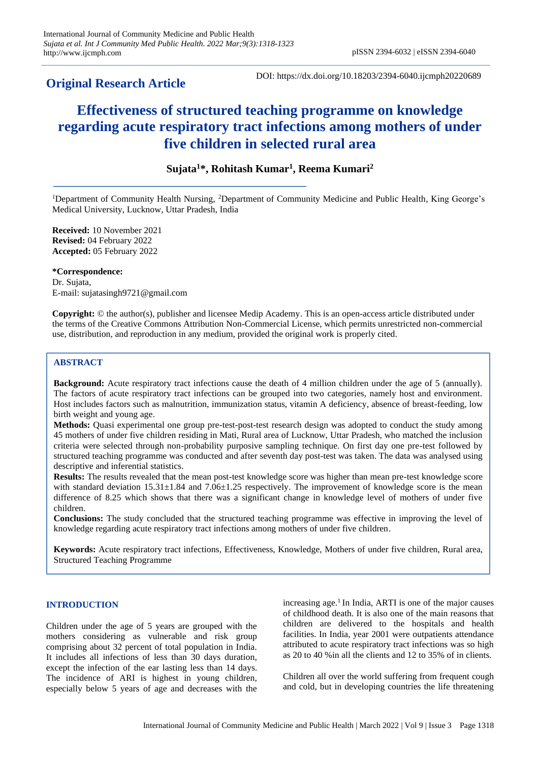**Original Research Article**

DOI: https://dx.doi.org/10.18203/2394-6040.ijcmph20220689

# Effectiveness of structured teaching programme on knowledge regarding acute respiratory tract infections among mothers of under five children in selected rural area

**Sujata[1]\*, Rohitash Kumar[1], Reema Kumari[2]**

[1]Department of Community Health Nursing, [2]Department of Community Medicine and Public Health, King George's Medical University, Lucknow, Uttar Pradesh, India

**Received:** 10 November 2021
**Revised:** 04 February 2022
**Accepted:** 05 February 2022

**\*Correspondence:**
Dr. Sujata,
E-mail: sujatasingh9721@gmail.com

**Copyright:** © the author(s), publisher and licensee Medip Academy. This is an open-access article distributed under the terms of the Creative Commons Attribution Non-Commercial License, which permits unrestricted non-commercial use, distribution, and reproduction in any medium, provided the original work is properly cited.

## ABSTRACT

**Background:** Acute respiratory tract infections cause the death of 4 million children under the age of 5 (annually). The factors of acute respiratory tract infections can be grouped into two categories, namely host and environment. Host includes factors such as malnutrition, immunization status, vitamin A deficiency, absence of breast-feeding, low birth weight and young age.

**Methods:** Quasi experimental one group pre-test-post-test research design was adopted to conduct the study among 45 mothers of under five children residing in Mati, Rural area of Lucknow, Uttar Pradesh, who matched the inclusion criteria were selected through non-probability purposive sampling technique. On first day one pre-test followed by structured teaching programme was conducted and after seventh day post-test was taken. The data was analysed using descriptive and inferential statistics.

**Results:** The results revealed that the mean post-test knowledge score was higher than mean pre-test knowledge score with standard deviation 15.31±1.84 and 7.06±1.25 respectively. The improvement of knowledge score is the mean difference of 8.25 which shows that there was a significant change in knowledge level of mothers of under five children.

**Conclusions:** The study concluded that the structured teaching programme was effective in improving the level of knowledge regarding acute respiratory tract infections among mothers of under five children.

**Keywords:** Acute respiratory tract infections, Effectiveness, Knowledge, Mothers of under five children, Rural area, Structured Teaching Programme

## INTRODUCTION

Children under the age of 5 years are grouped with the mothers considering as vulnerable and risk group comprising about 32 percent of total population in India. It includes all infections of less than 30 days duration, except the infection of the ear lasting less than 14 days. The incidence of ARI is highest in young children, especially below 5 years of age and decreases with the increasing age.[1] In India, ARTI is one of the major causes of childhood death. It is also one of the main reasons that children are delivered to the hospitals and health facilities. In India, year 2001 were outpatients attendance attributed to acute respiratory tract infections was so high as 20 to 40 %in all the clients and 12 to 35% of in clients.

Children all over the world suffering from frequent cough and cold, but in developing countries the life threatening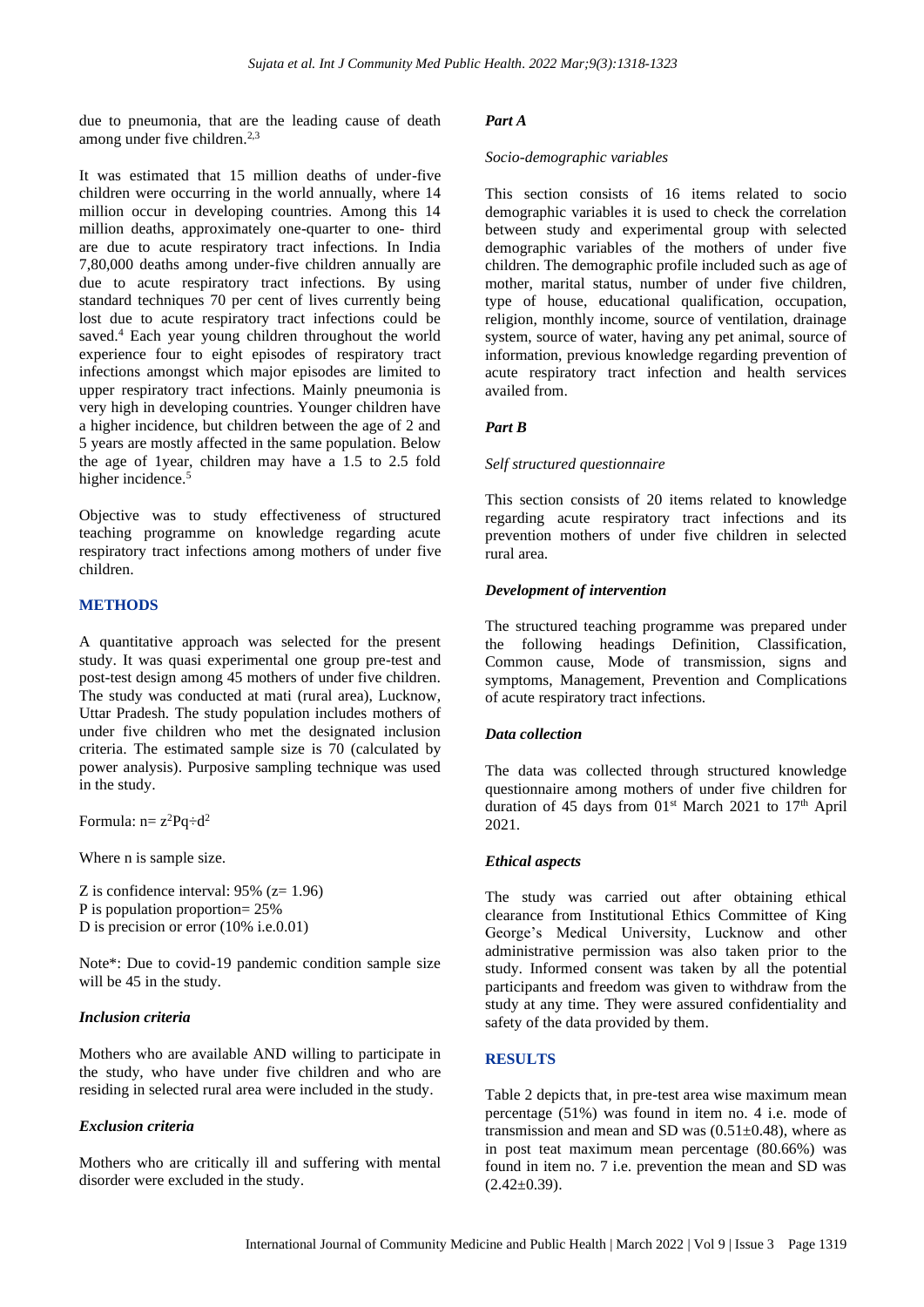due to pneumonia, that are the leading cause of death among under five children.[2,3]

It was estimated that 15 million deaths of under-five children were occurring in the world annually, where 14 million occur in developing countries. Among this 14 million deaths, approximately one-quarter to one- third are due to acute respiratory tract infections. In India 7,80,000 deaths among under-five children annually are due to acute respiratory tract infections. By using standard techniques 70 per cent of lives currently being lost due to acute respiratory tract infections could be saved.[4] Each year young children throughout the world experience four to eight episodes of respiratory tract infections amongst which major episodes are limited to upper respiratory tract infections. Mainly pneumonia is very high in developing countries. Younger children have a higher incidence, but children between the age of 2 and 5 years are mostly affected in the same population. Below the age of 1year, children may have a 1.5 to 2.5 fold higher incidence.[5]

Objective was to study effectiveness of structured teaching programme on knowledge regarding acute respiratory tract infections among mothers of under five children.

## METHODS

A quantitative approach was selected for the present study. It was quasi experimental one group pre-test and post-test design among 45 mothers of under five children. The study was conducted at mati (rural area), Lucknow, Uttar Pradesh. The study population includes mothers of under five children who met the designated inclusion criteria. The estimated sample size is 70 (calculated by power analysis). Purposive sampling technique was used in the study.

Formula: $n= z^2Pq \div d^2$

Where n is sample size.

Z is confidence interval: 95% (z= 1.96)
P is population proportion= 25%
D is precision or error (10% i.e.0.01)

Note*: Due to covid-19 pandemic condition sample size will be 45 in the study.

### *Inclusion criteria*

Mothers who are available AND willing to participate in the study, who have under five children and who are residing in selected rural area were included in the study.

### *Exclusion criteria*

Mothers who are critically ill and suffering with mental disorder were excluded in the study.

### *Part A*

*Socio-demographic variables*

This section consists of 16 items related to socio demographic variables it is used to check the correlation between study and experimental group with selected demographic variables of the mothers of under five children. The demographic profile included such as age of mother, marital status, number of under five children, type of house, educational qualification, occupation, religion, monthly income, source of ventilation, drainage system, source of water, having any pet animal, source of information, previous knowledge regarding prevention of acute respiratory tract infection and health services availed from.

### *Part B*

*Self structured questionnaire*

This section consists of 20 items related to knowledge regarding acute respiratory tract infections and its prevention mothers of under five children in selected rural area.

### *Development of intervention*

The structured teaching programme was prepared under the following headings Definition, Classification, Common cause, Mode of transmission, signs and symptoms, Management, Prevention and Complications of acute respiratory tract infections.

### *Data collection*

The data was collected through structured knowledge questionnaire among mothers of under five children for duration of 45 days from 01st March 2021 to 17th April 2021.

### *Ethical aspects*

The study was carried out after obtaining ethical clearance from Institutional Ethics Committee of King George's Medical University, Lucknow and other administrative permission was also taken prior to the study. Informed consent was taken by all the potential participants and freedom was given to withdraw from the study at any time. They were assured confidentiality and safety of the data provided by them.

## RESULTS

Table 2 depicts that, in pre-test area wise maximum mean percentage (51%) was found in item no. 4 i.e. mode of transmission and mean and SD was (0.51±0.48), where as in post teat maximum mean percentage (80.66%) was found in item no. 7 i.e. prevention the mean and SD was (2.42±0.39).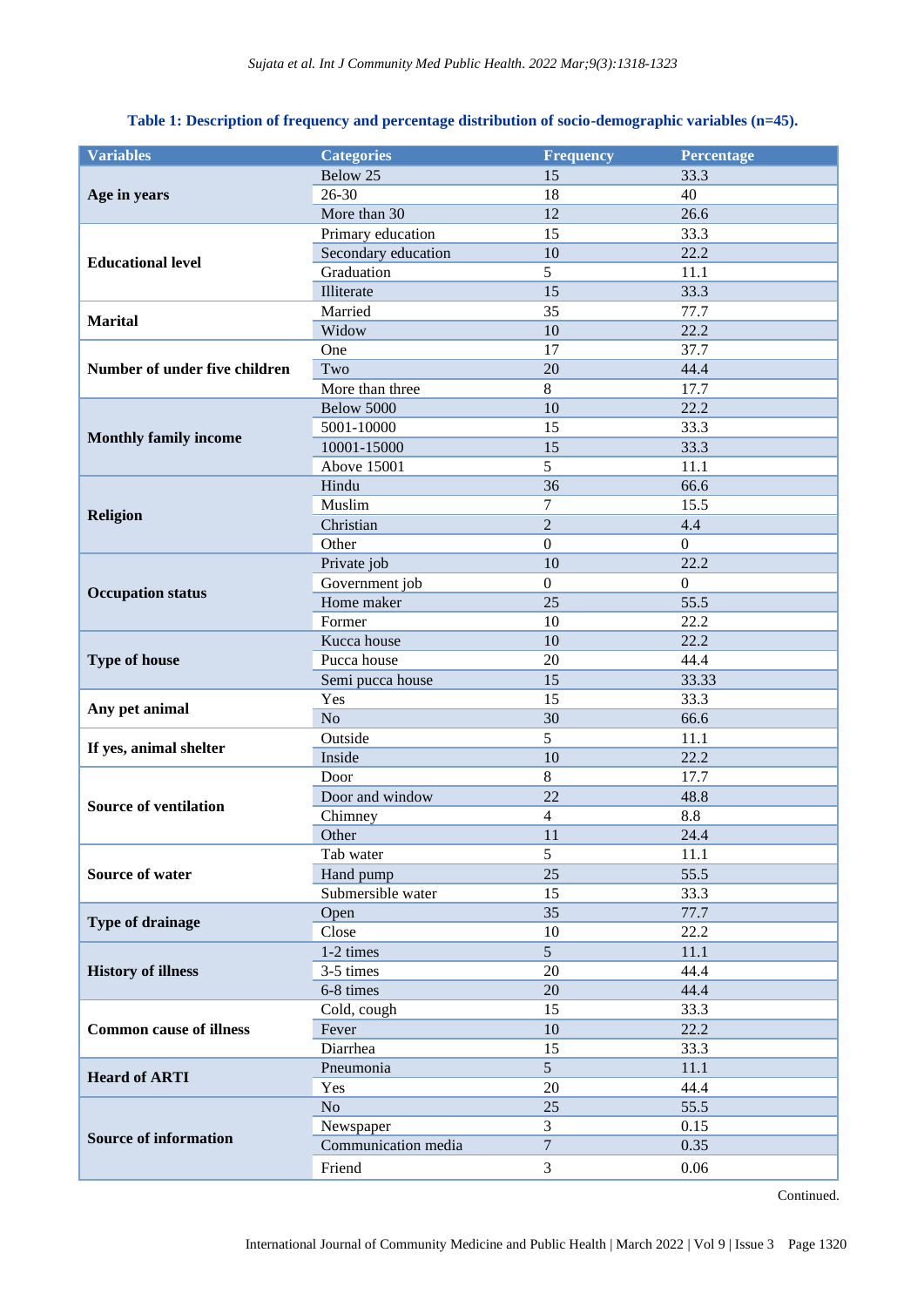**Table 1: Description of frequency and percentage distribution of socio-demographic variables (n=45).**

| Variables | Categories | Frequency | Percentage |
|---|---|---|---|
| **Age in years** | Below 25 | 15 | 33.3 |
| | 26-30 | 18 | 40 |
| | More than 30 | 12 | 26.6 |
| **Educational level** | Primary education | 15 | 33.3 |
| | Secondary education | 10 | 22.2 |
| | Graduation | 5 | 11.1 |
| | Illiterate | 15 | 33.3 |
| **Marital** | Married | 35 | 77.7 |
| | Widow | 10 | 22.2 |
| **Number of under five children** | One | 17 | 37.7 |
| | Two | 20 | 44.4 |
| | More than three | 8 | 17.7 |
| **Monthly family income** | Below 5000 | 10 | 22.2 |
| | 5001-10000 | 15 | 33.3 |
| | 10001-15000 | 15 | 33.3 |
| | Above 15001 | 5 | 11.1 |
| **Religion** | Hindu | 36 | 66.6 |
| | Muslim | 7 | 15.5 |
| | Christian | 2 | 4.4 |
| | Other | 0 | 0 |
| **Occupation status** | Private job | 10 | 22.2 |
| | Government job | 0 | 0 |
| | Home maker | 25 | 55.5 |
| | Former | 10 | 22.2 |
| **Type of house** | Kucca house | 10 | 22.2 |
| | Pucca house | 20 | 44.4 |
| | Semi pucca house | 15 | 33.33 |
| **Any pet animal** | Yes | 15 | 33.3 |
| | No | 30 | 66.6 |
| **If yes, animal shelter** | Outside | 5 | 11.1 |
| | Inside | 10 | 22.2 |
| **Source of ventilation** | Door | 8 | 17.7 |
| | Door and window | 22 | 48.8 |
| | Chimney | 4 | 8.8 |
| | Other | 11 | 24.4 |
| **Source of water** | Tab water | 5 | 11.1 |
| | Hand pump | 25 | 55.5 |
| | Submersible water | 15 | 33.3 |
| **Type of drainage** | Open | 35 | 77.7 |
| | Close | 10 | 22.2 |
| **History of illness** | 1-2 times | 5 | 11.1 |
| | 3-5 times | 20 | 44.4 |
| | 6-8 times | 20 | 44.4 |
| **Common cause of illness** | Cold, cough | 15 | 33.3 |
| | Fever | 10 | 22.2 |
| | Diarrhea | 15 | 33.3 |
| **Heard of ARTI** | Pneumonia | 5 | 11.1 |
| | Yes | 20 | 44.4 |
| **Source of information** | No | 25 | 55.5 |
| | Newspaper | 3 | 0.15 |
| | Communication media | 7 | 0.35 |
| | Friend | 3 | 0.06 |

Continued.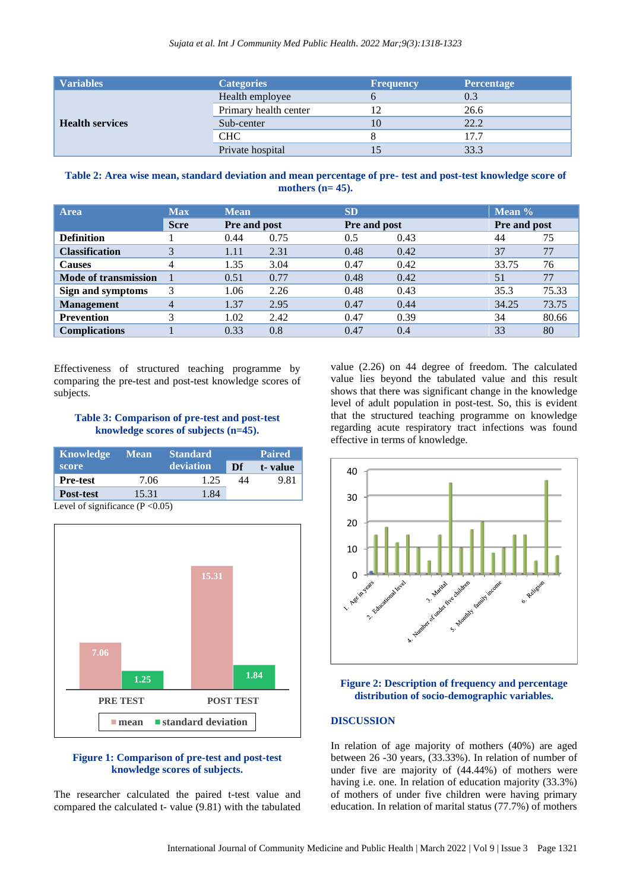| Variables | Categories | Frequency | Percentage |
|---|---|---|---|
| **Health services** | Health employee | 6 | 0.3 |
| | Primary health center | 12 | 26.6 |
| | Sub-center | 10 | 22.2 |
| | CHC | 8 | 17.7 |
| | Private hospital | 15 | 33.3 |

**Table 2: Area wise mean, standard deviation and mean percentage of pre- test and post-test knowledge score of mothers (n= 45).**

| Area | Max | Mean | | SD | | Mean % | |
|---|---|---|---|---|---|---|---|
| | Scre | Pre and post | | Pre and post | | Pre and post | |
| **Definition** | 1 | 0.44 | 0.75 | 0.5 | 0.43 | 44 | 75 |
| **Classification** | 3 | 1.11 | 2.31 | 0.48 | 0.42 | 37 | 77 |
| **Causes** | 4 | 1.35 | 3.04 | 0.47 | 0.42 | 33.75 | 76 |
| **Mode of transmission** | 1 | 0.51 | 0.77 | 0.48 | 0.42 | 51 | 77 |
| **Sign and symptoms** | 3 | 1.06 | 2.26 | 0.48 | 0.43 | 35.3 | 75.33 |
| **Management** | 4 | 1.37 | 2.95 | 0.47 | 0.44 | 34.25 | 73.75 |
| **Prevention** | 3 | 1.02 | 2.42 | 0.47 | 0.39 | 34 | 80.66 |
| **Complications** | 1 | 0.33 | 0.8 | 0.47 | 0.4 | 33 | 80 |

Effectiveness of structured teaching programme by comparing the pre-test and post-test knowledge scores of subjects.

**Table 3: Comparison of pre-test and post-test knowledge scores of subjects (n=45).**

| Knowledge score | Mean | Standard deviation | Paired | |
|---|---|---|---|---|
| | | | Df | t- value |
| **Pre-test** | 7.06 | 1.25 | 44 | 9.81 |
| **Post-test** | 15.31 | 1.84 | | |

Level of significance (P <0.05)

**Figure 1: Comparison of pre-test and post-test knowledge scores of subjects.**

The researcher calculated the paired t-test value and compared the calculated t- value (9.81) with the tabulated value (2.26) on 44 degree of freedom. The calculated value lies beyond the tabulated value and this result shows that there was significant change in the knowledge level of adult population in post-test. So, this is evident that the structured teaching programme on knowledge regarding acute respiratory tract infections was found effective in terms of knowledge.

**Figure 2: Description of frequency and percentage distribution of socio-demographic variables.**

## DISCUSSION

In relation of age majority of mothers (40%) are aged between 26 -30 years, (33.33%). In relation of number of under five are majority of (44.44%) of mothers were having i.e. one. In relation of education majority (33.3%) of mothers of under five children were having primary education. In relation of marital status (77.7%) of mothers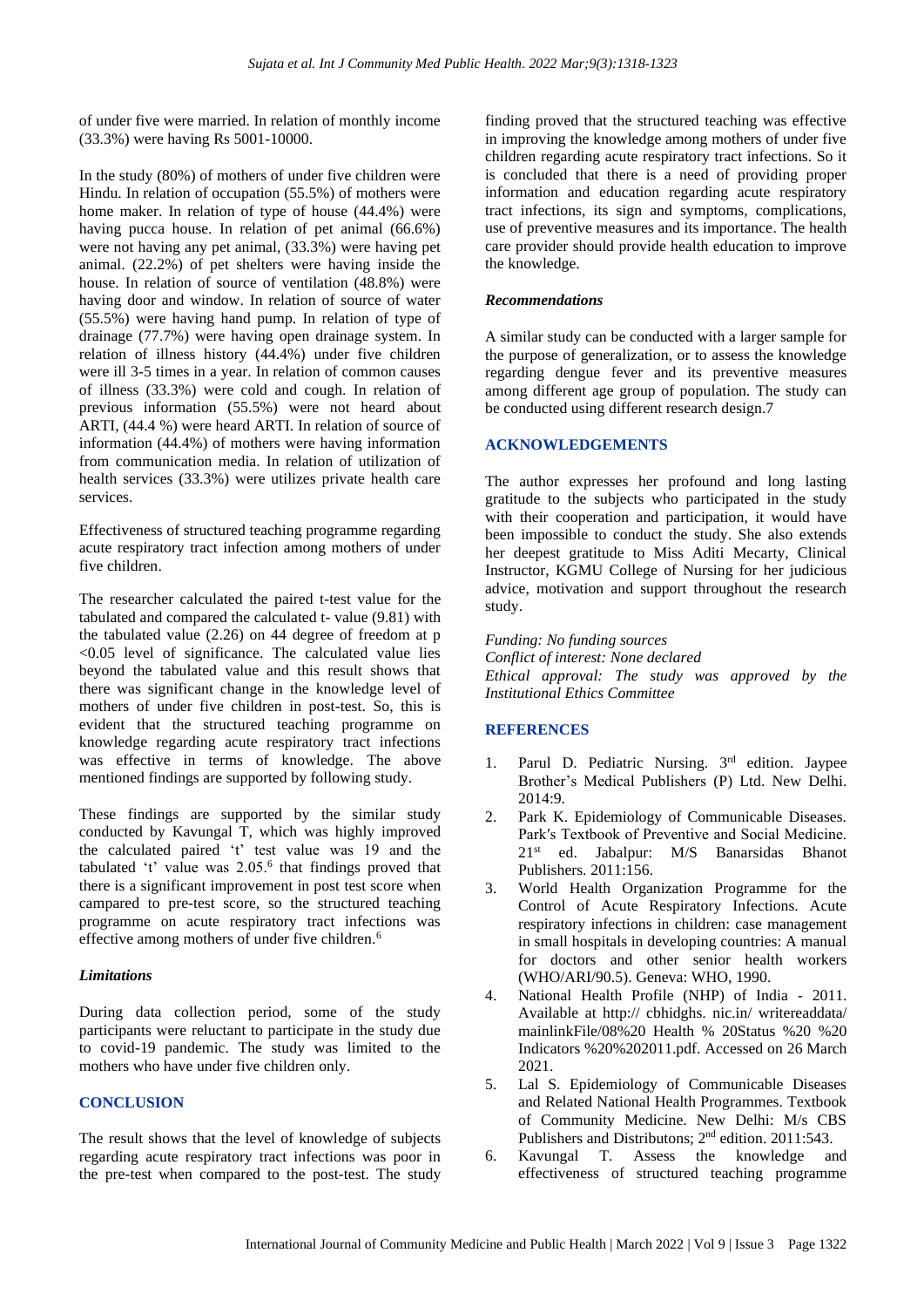of under five were married. In relation of monthly income (33.3%) were having Rs 5001-10000.

In the study (80%) of mothers of under five children were Hindu. In relation of occupation (55.5%) of mothers were home maker. In relation of type of house (44.4%) were having pucca house. In relation of pet animal (66.6%) were not having any pet animal, (33.3%) were having pet animal. (22.2%) of pet shelters were having inside the house. In relation of source of ventilation (48.8%) were having door and window. In relation of source of water (55.5%) were having hand pump. In relation of type of drainage (77.7%) were having open drainage system. In relation of illness history (44.4%) under five children were ill 3-5 times in a year. In relation of common causes of illness (33.3%) were cold and cough. In relation of previous information (55.5%) were not heard about ARTI, (44.4 %) were heard ARTI. In relation of source of information (44.4%) of mothers were having information from communication media. In relation of utilization of health services (33.3%) were utilizes private health care services.

Effectiveness of structured teaching programme regarding acute respiratory tract infection among mothers of under five children.

The researcher calculated the paired t-test value for the tabulated and compared the calculated t- value (9.81) with the tabulated value (2.26) on 44 degree of freedom at $p < 0.05$ level of significance. The calculated value lies beyond the tabulated value and this result shows that there was significant change in the knowledge level of mothers of under five children in post-test. So, this is evident that the structured teaching programme on knowledge regarding acute respiratory tract infections was effective in terms of knowledge. The above mentioned findings are supported by following study.

These findings are supported by the similar study conducted by Kavungal T, which was highly improved the calculated paired 't' test value was 19 and the tabulated 't' value was 2.05.[6] that findings proved that there is a significant improvement in post test score when campared to pre-test score, so the structured teaching programme on acute respiratory tract infections was effective among mothers of under five children.[6]

### *Limitations*

During data collection period, some of the study participants were reluctant to participate in the study due to covid-19 pandemic. The study was limited to the mothers who have under five children only.

## CONCLUSION

The result shows that the level of knowledge of subjects regarding acute respiratory tract infections was poor in the pre-test when compared to the post-test. The study finding proved that the structured teaching was effective in improving the knowledge among mothers of under five children regarding acute respiratory tract infections. So it is concluded that there is a need of providing proper information and education regarding acute respiratory tract infections, its sign and symptoms, complications, use of preventive measures and its importance. The health care provider should provide health education to improve the knowledge.

### *Recommendations*

A similar study can be conducted with a larger sample for the purpose of generalization, or to assess the knowledge regarding dengue fever and its preventive measures among different age group of population. The study can be conducted using different research design.7

## ACKNOWLEDGEMENTS

The author expresses her profound and long lasting gratitude to the subjects who participated in the study with their cooperation and participation, it would have been impossible to conduct the study. She also extends her deepest gratitude to Miss Aditi Mecarty, Clinical Instructor, KGMU College of Nursing for her judicious advice, motivation and support throughout the research study.

*Funding: No funding sources*
*Conflict of interest: None declared*
*Ethical approval: The study was approved by the Institutional Ethics Committee*

## REFERENCES

1. Parul D. Pediatric Nursing. 3rd edition. Jaypee Brother's Medical Publishers (P) Ltd. New Delhi. 2014:9.
2. Park K. Epidemiology of Communicable Diseases. Park's Textbook of Preventive and Social Medicine. 21st ed. Jabalpur: M/S Banarsidas Bhanot Publishers. 2011:156.
3. World Health Organization Programme for the Control of Acute Respiratory Infections. Acute respiratory infections in children: case management in small hospitals in developing countries: A manual for doctors and other senior health workers (WHO/ARI/90.5). Geneva: WHO, 1990.
4. National Health Profile (NHP) of India - 2011. Available at http:// cbhidghs. nic.in/ writereaddata/ mainlinkFile/08%20 Health % 20Status %20 %20 Indicators %20%202011.pdf. Accessed on 26 March 2021.
5. Lal S. Epidemiology of Communicable Diseases and Related National Health Programmes. Textbook of Community Medicine. New Delhi: M/s CBS Publishers and Distributons; 2nd edition. 2011:543.
6. Kavungal T. Assess the knowledge and effectiveness of structured teaching programme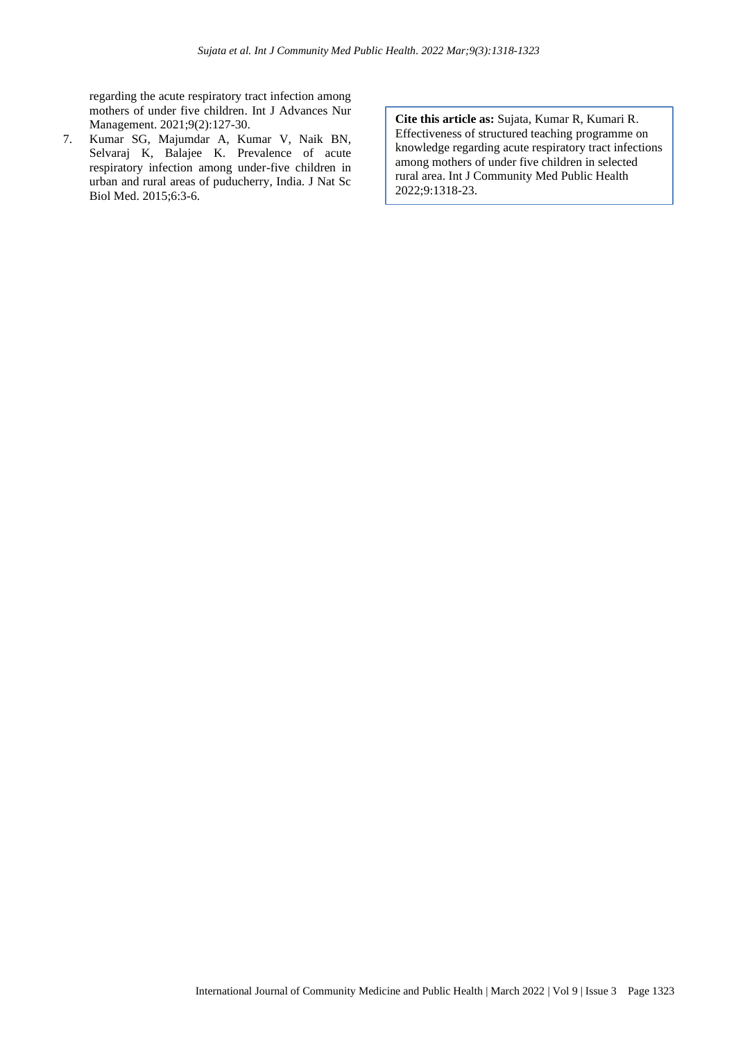regarding the acute respiratory tract infection among mothers of under five children. Int J Advances Nur Management. 2021;9(2):127-30.

7. Kumar SG, Majumdar A, Kumar V, Naik BN, Selvaraj K, Balajee K. Prevalence of acute respiratory infection among under-five children in urban and rural areas of puducherry, India. J Nat Sc Biol Med. 2015;6:3-6.

**Cite this article as:** Sujata, Kumar R, Kumari R. Effectiveness of structured teaching programme on knowledge regarding acute respiratory tract infections among mothers of under five children in selected rural area. Int J Community Med Public Health 2022;9:1318-23.